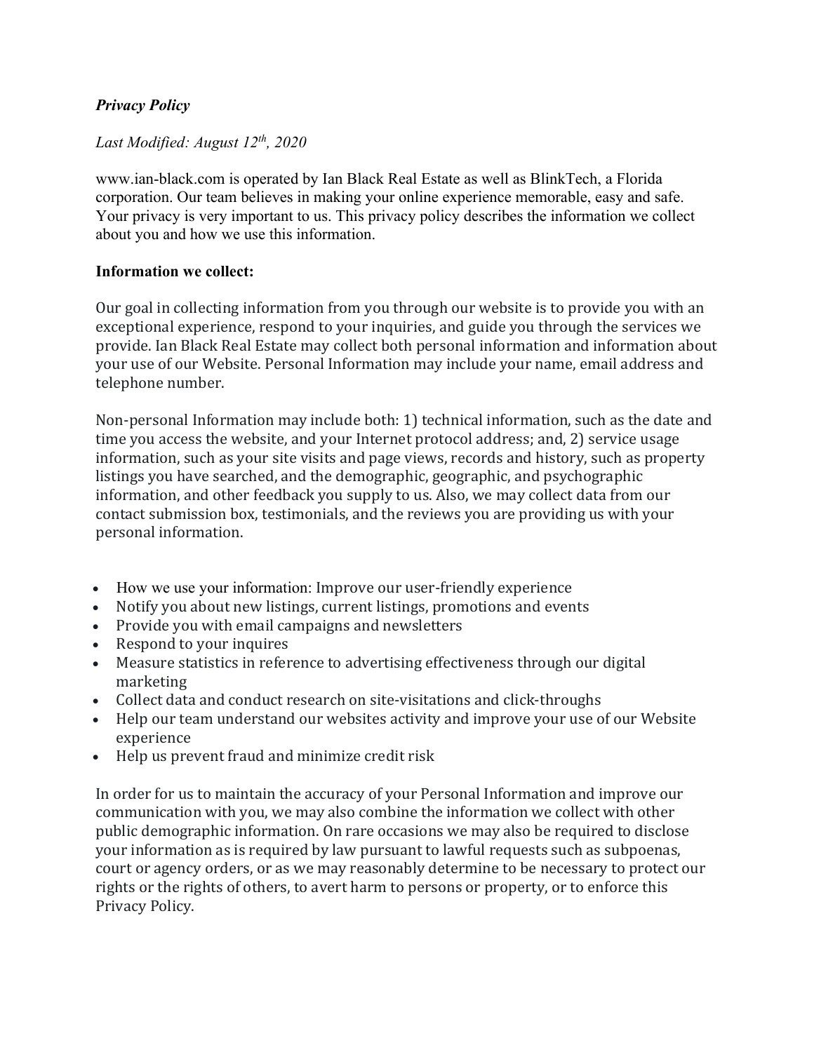***Privacy Policy***

*Last Modified: August 12th, 2020*

www.ian-black.com is operated by Ian Black Real Estate as well as BlinkTech, a Florida corporation. Our team believes in making your online experience memorable, easy and safe. Your privacy is very important to us. This privacy policy describes the information we collect about you and how we use this information.

**Information we collect:**

Our goal in collecting information from you through our website is to provide you with an exceptional experience, respond to your inquiries, and guide you through the services we provide. Ian Black Real Estate may collect both personal information and information about your use of our Website. Personal Information may include your name, email address and telephone number.

Non-personal Information may include both: 1) technical information, such as the date and time you access the website, and your Internet protocol address; and, 2) service usage information, such as your site visits and page views, records and history, such as property listings you have searched, and the demographic, geographic, and psychographic information, and other feedback you supply to us. Also, we may collect data from our contact submission box, testimonials, and the reviews you are providing us with your personal information.

- How we use your information: Improve our user-friendly experience
- Notify you about new listings, current listings, promotions and events
- Provide you with email campaigns and newsletters
- Respond to your inquires
- Measure statistics in reference to advertising effectiveness through our digital marketing
- Collect data and conduct research on site-visitations and click-throughs
- Help our team understand our websites activity and improve your use of our Website experience
- Help us prevent fraud and minimize credit risk

In order for us to maintain the accuracy of your Personal Information and improve our communication with you, we may also combine the information we collect with other public demographic information. On rare occasions we may also be required to disclose your information as is required by law pursuant to lawful requests such as subpoenas, court or agency orders, or as we may reasonably determine to be necessary to protect our rights or the rights of others, to avert harm to persons or property, or to enforce this Privacy Policy.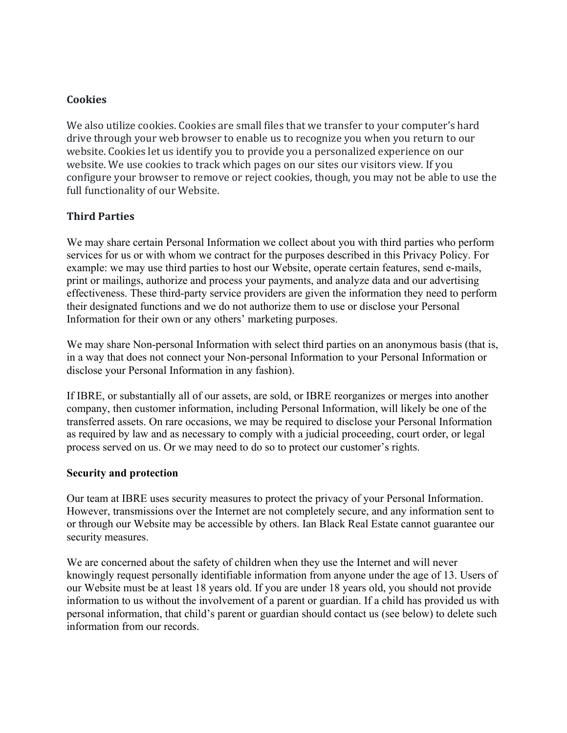## Cookies

We also utilize cookies. Cookies are small files that we transfer to your computer's hard drive through your web browser to enable us to recognize you when you return to our website. Cookies let us identify you to provide you a personalized experience on our website. We use cookies to track which pages on our sites our visitors view. If you configure your browser to remove or reject cookies, though, you may not be able to use the full functionality of our Website.

## Third Parties

We may share certain Personal Information we collect about you with third parties who perform services for us or with whom we contract for the purposes described in this Privacy Policy. For example: we may use third parties to host our Website, operate certain features, send e-mails, print or mailings, authorize and process your payments, and analyze data and our advertising effectiveness. These third-party service providers are given the information they need to perform their designated functions and we do not authorize them to use or disclose your Personal Information for their own or any others' marketing purposes.

We may share Non-personal Information with select third parties on an anonymous basis (that is, in a way that does not connect your Non-personal Information to your Personal Information or disclose your Personal Information in any fashion).

If IBRE, or substantially all of our assets, are sold, or IBRE reorganizes or merges into another company, then customer information, including Personal Information, will likely be one of the transferred assets. On rare occasions, we may be required to disclose your Personal Information as required by law and as necessary to comply with a judicial proceeding, court order, or legal process served on us. Or we may need to do so to protect our customer's rights.

## Security and protection

Our team at IBRE uses security measures to protect the privacy of your Personal Information. However, transmissions over the Internet are not completely secure, and any information sent to or through our Website may be accessible by others. Ian Black Real Estate cannot guarantee our security measures.

We are concerned about the safety of children when they use the Internet and will never knowingly request personally identifiable information from anyone under the age of 13. Users of our Website must be at least 18 years old. If you are under 18 years old, you should not provide information to us without the involvement of a parent or guardian. If a child has provided us with personal information, that child's parent or guardian should contact us (see below) to delete such information from our records.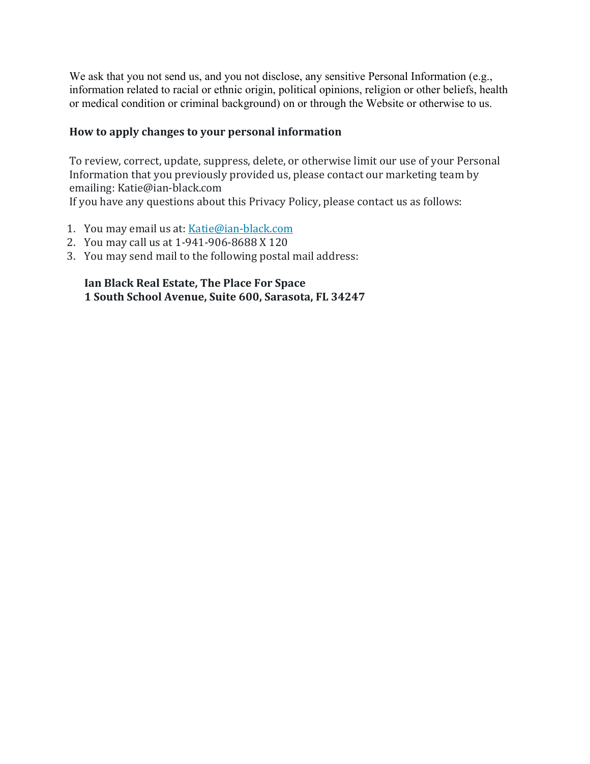We ask that you not send us, and you not disclose, any sensitive Personal Information (e.g., information related to racial or ethnic origin, political opinions, religion or other beliefs, health or medical condition or criminal background) on or through the Website or otherwise to us.

## How to apply changes to your personal information

To review, correct, update, suppress, delete, or otherwise limit our use of your Personal Information that you previously provided us, please contact our marketing team by emailing: Katie@ian-black.com
If you have any questions about this Privacy Policy, please contact us as follows:

1. You may email us at: Katie@ian-black.com
2. You may call us at 1-941-906-8688 X 120
3. You may send mail to the following postal mail address:

   **Ian Black Real Estate, The Place For Space**
   **1 South School Avenue, Suite 600, Sarasota, FL 34247**